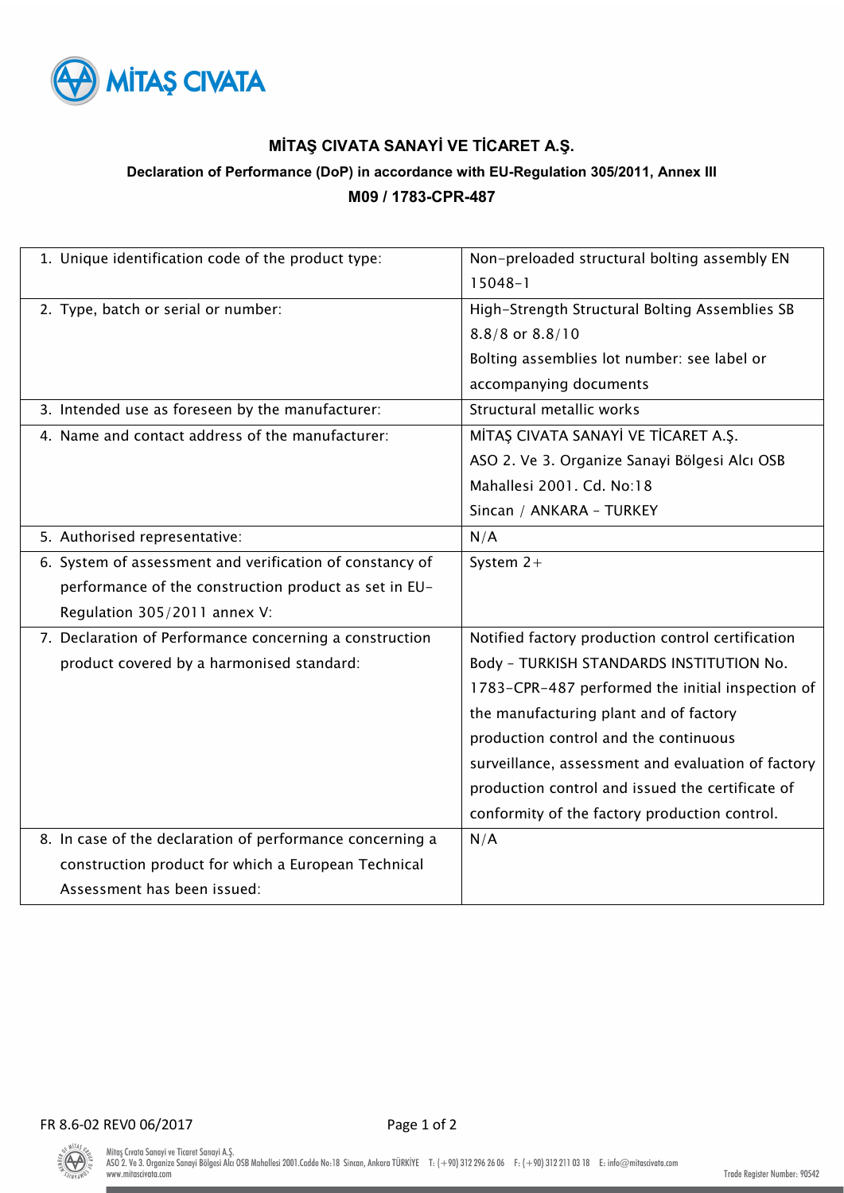## MİTAŞ CIVATA SANAYİ VE TİCARET A.Ş.

### Declaration of Performance (DoP) in accordance with EU-Regulation 305/2011, Annex III

### M09 / 1783-CPR-487

| | |
|---|---|
| 1. Unique identification code of the product type: | Non-preloaded structural bolting assembly EN 15048-1 |
| 2. Type, batch or serial or number: | High-Strength Structural Bolting Assemblies SB 8.8/8 or 8.8/10<br>Bolting assemblies lot number: see label or accompanying documents |
| 3. Intended use as foreseen by the manufacturer: | Structural metallic works |
| 4. Name and contact address of the manufacturer: | MİTAŞ CIVATA SANAYİ VE TİCARET A.Ş.<br>ASO 2. Ve 3. Organize Sanayi Bölgesi Alcı OSB Mahallesi 2001. Cd. No:18<br>Sincan / ANKARA - TURKEY |
| 5. Authorised representative: | N/A |
| 6. System of assessment and verification of constancy of performance of the construction product as set in EU-Regulation 305/2011 annex V: | System 2+ |
| 7. Declaration of Performance concerning a construction product covered by a harmonised standard: | Notified factory production control certification Body - TURKISH STANDARDS INSTITUTION No. 1783-CPR-487 performed the initial inspection of the manufacturing plant and of factory production control and the continuous surveillance, assessment and evaluation of factory production control and issued the certificate of conformity of the factory production control. |
| 8. In case of the declaration of performance concerning a construction product for which a European Technical Assessment has been issued: | N/A |

FR 8.6-02 REV0 06/2017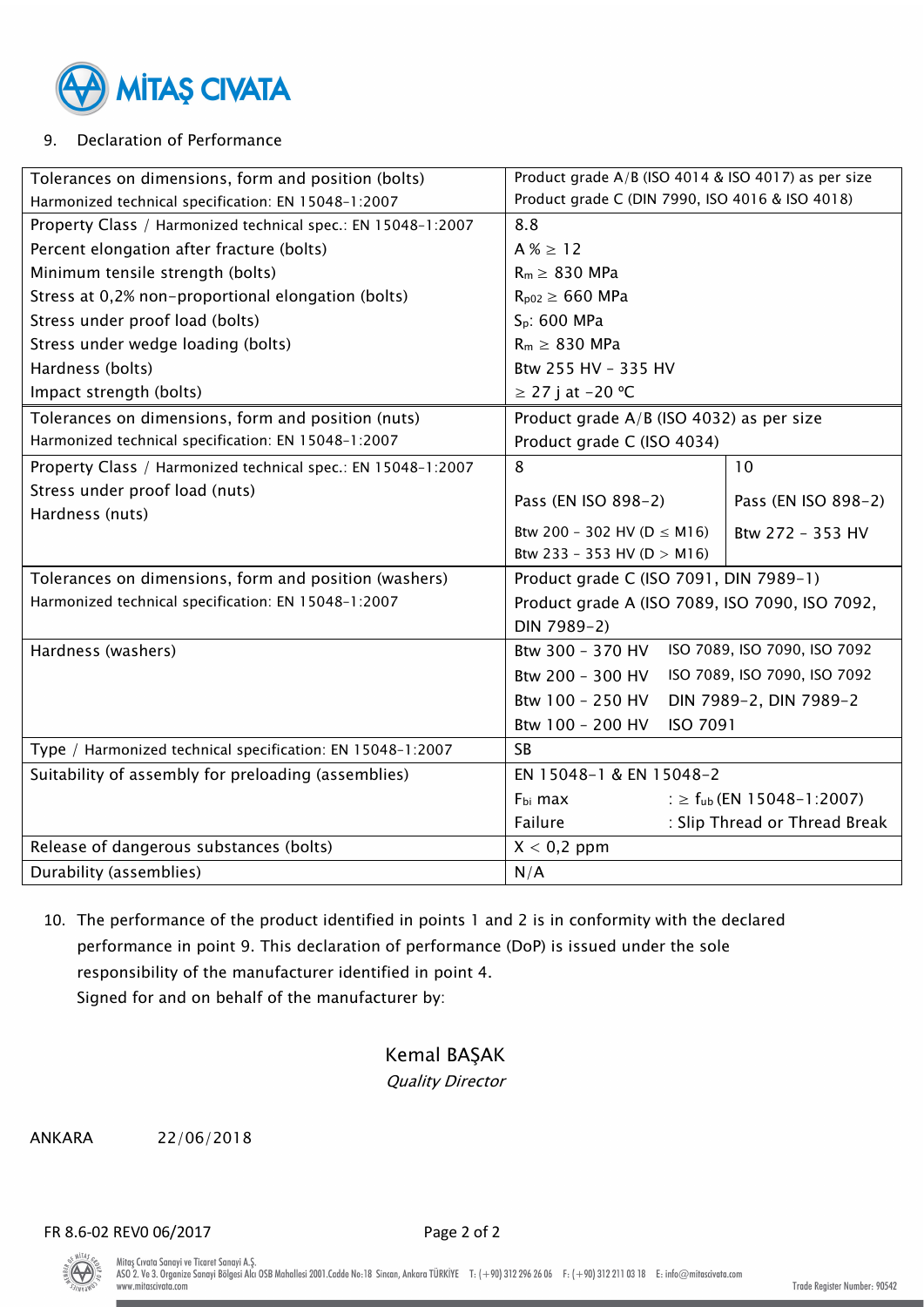9. Declaration of Performance

| | | |
|---|---|---|
| Tolerances on dimensions, form and position (bolts)<br>Harmonized technical specification: EN 15048-1:2007 | Product grade A/B (ISO 4014 & ISO 4017) as per size<br>Product grade C (DIN 7990, ISO 4016 & ISO 4018) | |
| Property Class / Harmonized technical spec.: EN 15048-1:2007 | 8.8 | |
| Percent elongation after fracture (bolts) | A % ≥ 12 | |
| Minimum tensile strength (bolts) | $R_m \geq 830$ MPa | |
| Stress at 0,2% non-proportional elongation (bolts) | $R_{p02} \geq 660$ MPa | |
| Stress under proof load (bolts) | $S_p$: 600 MPa | |
| Stress under wedge loading (bolts) | $R_m \geq 830$ MPa | |
| Hardness (bolts) | Btw 255 HV - 335 HV | |
| Impact strength (bolts) | ≥ 27 j at -20 ºC | |
| Tolerances on dimensions, form and position (nuts)<br>Harmonized technical specification: EN 15048-1:2007 | Product grade A/B (ISO 4032) as per size<br>Product grade C (ISO 4034) | |
| Property Class / Harmonized technical spec.: EN 15048-1:2007 | 8 | 10 |
| Stress under proof load (nuts)<br>Hardness (nuts) | Pass (EN ISO 898-2) | Pass (EN ISO 898-2) |
| | Btw 200 - 302 HV (D ≤ M16)<br>Btw 233 - 353 HV (D > M16) | Btw 272 - 353 HV |
| Tolerances on dimensions, form and position (washers)<br>Harmonized technical specification: EN 15048-1:2007 | Product grade C (ISO 7091, DIN 7989-1)<br>Product grade A (ISO 7089, ISO 7090, ISO 7092, DIN 7989-2) | |
| Hardness (washers) | Btw 300 - 370 HV | ISO 7089, ISO 7090, ISO 7092 |
| | Btw 200 - 300 HV | ISO 7089, ISO 7090, ISO 7092 |
| | Btw 100 - 250 HV | DIN 7989-2, DIN 7989-2 |
| | Btw 100 - 200 HV | ISO 7091 |
| Type / Harmonized technical specification: EN 15048-1:2007 | SB | |
| Suitability of assembly for preloading (assemblies) | EN 15048-1 & EN 15048-2 | |
| | $F_{bi}$ max | : ≥ $f_{ub}$ (EN 15048-1:2007) |
| | Failure | : Slip Thread or Thread Break |
| Release of dangerous substances (bolts) | X < 0,2 ppm | |
| Durability (assemblies) | N/A | |

10. The performance of the product identified in points 1 and 2 is in conformity with the declared performance in point 9. This declaration of performance (DoP) is issued under the sole responsibility of the manufacturer identified in point 4.
Signed for and on behalf of the manufacturer by:

Kemal BAŞAK
*Quality Director*

ANKARA 22/06/2018

FR 8.6-02 REV0 06/2017

Mitaş Civata Sanayi ve Ticaret Sanayi A.Ş.
ASO 2. Ve 3. Organize Sanayi Bölgesi Alcı OSB Mahallesi 2001.Cadde No:18 Sincan, Ankara TÜRKİYE T: (+90) 312 296 26 06 F: (+90) 312 211 03 18 E: info@mitascivata.com
www.mitascivata.com
Trade Register Number: 90542